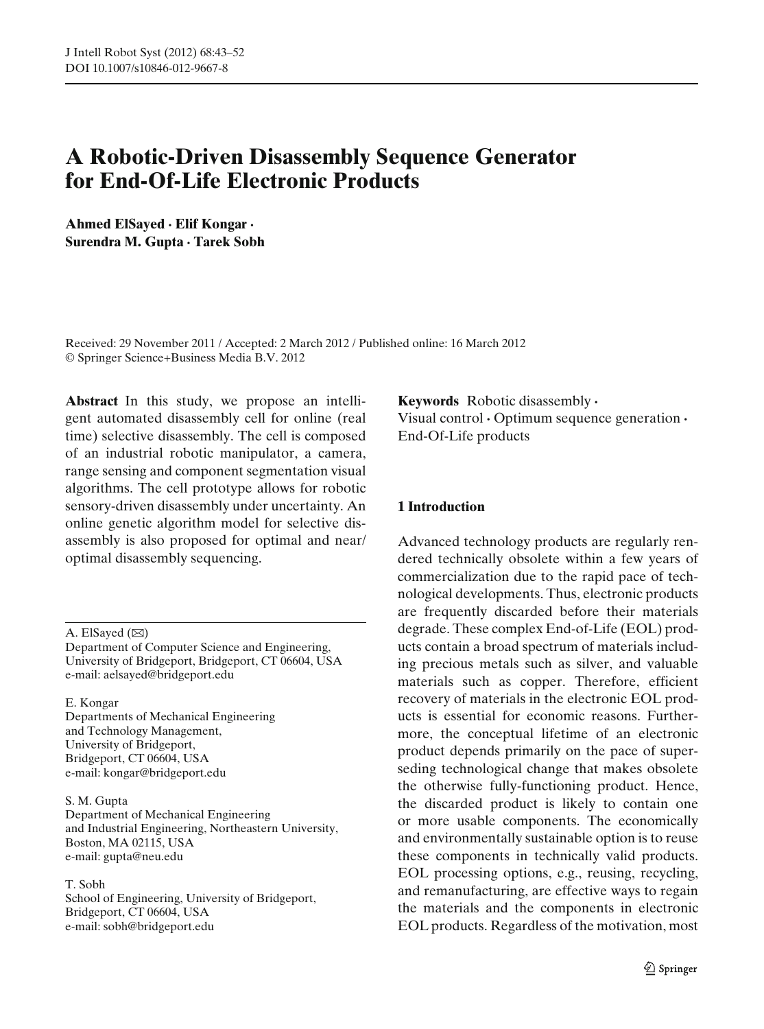# A Robotic-Driven Disassembly Sequence Generator for End-Of-Life Electronic Products

**Ahmed ElSayed · Elif Kongar · Surendra M. Gupta · Tarek Sobh**

Received: 29 November 2011 / Accepted: 2 March 2012 / Published online: 16 March 2012
© Springer Science+Business Media B.V. 2012

**Abstract** In this study, we propose an intelligent automated disassembly cell for online (real time) selective disassembly. The cell is composed of an industrial robotic manipulator, a camera, range sensing and component segmentation visual algorithms. The cell prototype allows for robotic sensory-driven disassembly under uncertainty. An online genetic algorithm model for selective disassembly is also proposed for optimal and near/optimal disassembly sequencing.

**Keywords** Robotic disassembly · Visual control · Optimum sequence generation · End-Of-Life products

A. ElSayed (✉)
Department of Computer Science and Engineering, University of Bridgeport, Bridgeport, CT 06604, USA
e-mail: aelsayed@bridgeport.edu

E. Kongar
Departments of Mechanical Engineering and Technology Management, University of Bridgeport, Bridgeport, CT 06604, USA
e-mail: kongar@bridgeport.edu

S. M. Gupta
Department of Mechanical Engineering and Industrial Engineering, Northeastern University, Boston, MA 02115, USA
e-mail: gupta@neu.edu

T. Sobh
School of Engineering, University of Bridgeport, Bridgeport, CT 06604, USA
e-mail: sobh@bridgeport.edu

## 1 Introduction

Advanced technology products are regularly rendered technically obsolete within a few years of commercialization due to the rapid pace of technological developments. Thus, electronic products are frequently discarded before their materials degrade. These complex End-of-Life (EOL) products contain a broad spectrum of materials including precious metals such as silver, and valuable materials such as copper. Therefore, efficient recovery of materials in the electronic EOL products is essential for economic reasons. Furthermore, the conceptual lifetime of an electronic product depends primarily on the pace of superseding technological change that makes obsolete the otherwise fully-functioning product. Hence, the discarded product is likely to contain one or more usable components. The economically and environmentally sustainable option is to reuse these components in technically valid products. EOL processing options, e.g., reusing, recycling, and remanufacturing, are effective ways to regain the materials and the components in electronic EOL products. Regardless of the motivation, most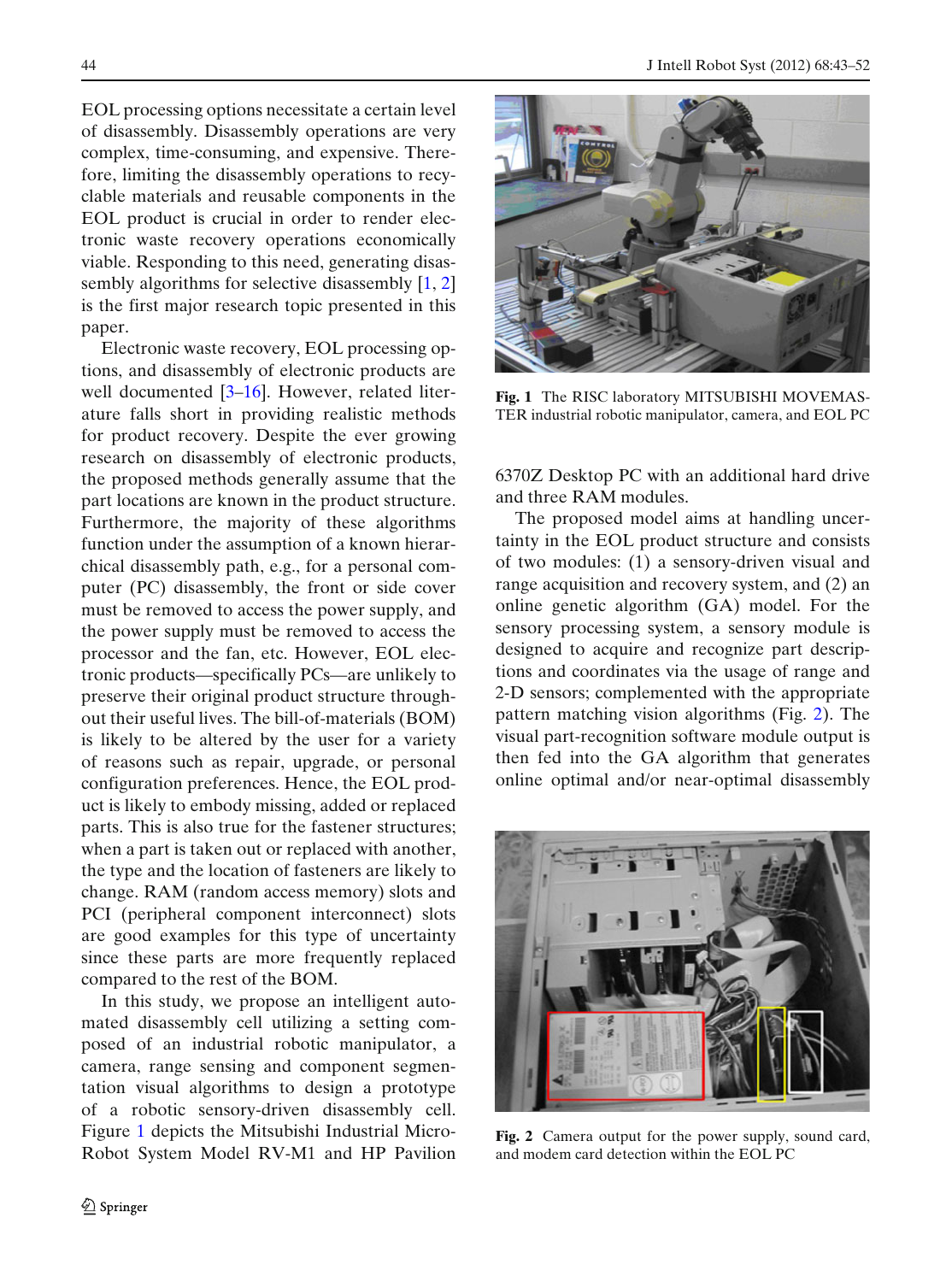EOL processing options necessitate a certain level of disassembly. Disassembly operations are very complex, time-consuming, and expensive. Therefore, limiting the disassembly operations to recyclable materials and reusable components in the EOL product is crucial in order to render electronic waste recovery operations economically viable. Responding to this need, generating disassembly algorithms for selective disassembly [1, 2] is the first major research topic presented in this paper.

Electronic waste recovery, EOL processing options, and disassembly of electronic products are well documented [3–16]. However, related literature falls short in providing realistic methods for product recovery. Despite the ever growing research on disassembly of electronic products, the proposed methods generally assume that the part locations are known in the product structure. Furthermore, the majority of these algorithms function under the assumption of a known hierarchical disassembly path, e.g., for a personal computer (PC) disassembly, the front or side cover must be removed to access the power supply, and the power supply must be removed to access the processor and the fan, etc. However, EOL electronic products—specifically PCs—are unlikely to preserve their original product structure throughout their useful lives. The bill-of-materials (BOM) is likely to be altered by the user for a variety of reasons such as repair, upgrade, or personal configuration preferences. Hence, the EOL product is likely to embody missing, added or replaced parts. This is also true for the fastener structures; when a part is taken out or replaced with another, the type and the location of fasteners are likely to change. RAM (random access memory) slots and PCI (peripheral component interconnect) slots are good examples for this type of uncertainty since these parts are more frequently replaced compared to the rest of the BOM.

In this study, we propose an intelligent automated disassembly cell utilizing a setting composed of an industrial robotic manipulator, a camera, range sensing and component segmentation visual algorithms to design a prototype of a robotic sensory-driven disassembly cell. Figure 1 depicts the Mitsubishi Industrial Micro-Robot System Model RV-M1 and HP Pavilion 6370Z Desktop PC with an additional hard drive and three RAM modules.

**Fig. 1** The RISC laboratory MITSUBISHI MOVEMASTER industrial robotic manipulator, camera, and EOL PC

The proposed model aims at handling uncertainty in the EOL product structure and consists of two modules: (1) a sensory-driven visual and range acquisition and recovery system, and (2) an online genetic algorithm (GA) model. For the sensory processing system, a sensory module is designed to acquire and recognize part descriptions and coordinates via the usage of range and 2-D sensors; complemented with the appropriate pattern matching vision algorithms (Fig. 2). The visual part-recognition software module output is then fed into the GA algorithm that generates online optimal and/or near-optimal disassembly

**Fig. 2** Camera output for the power supply, sound card, and modem card detection within the EOL PC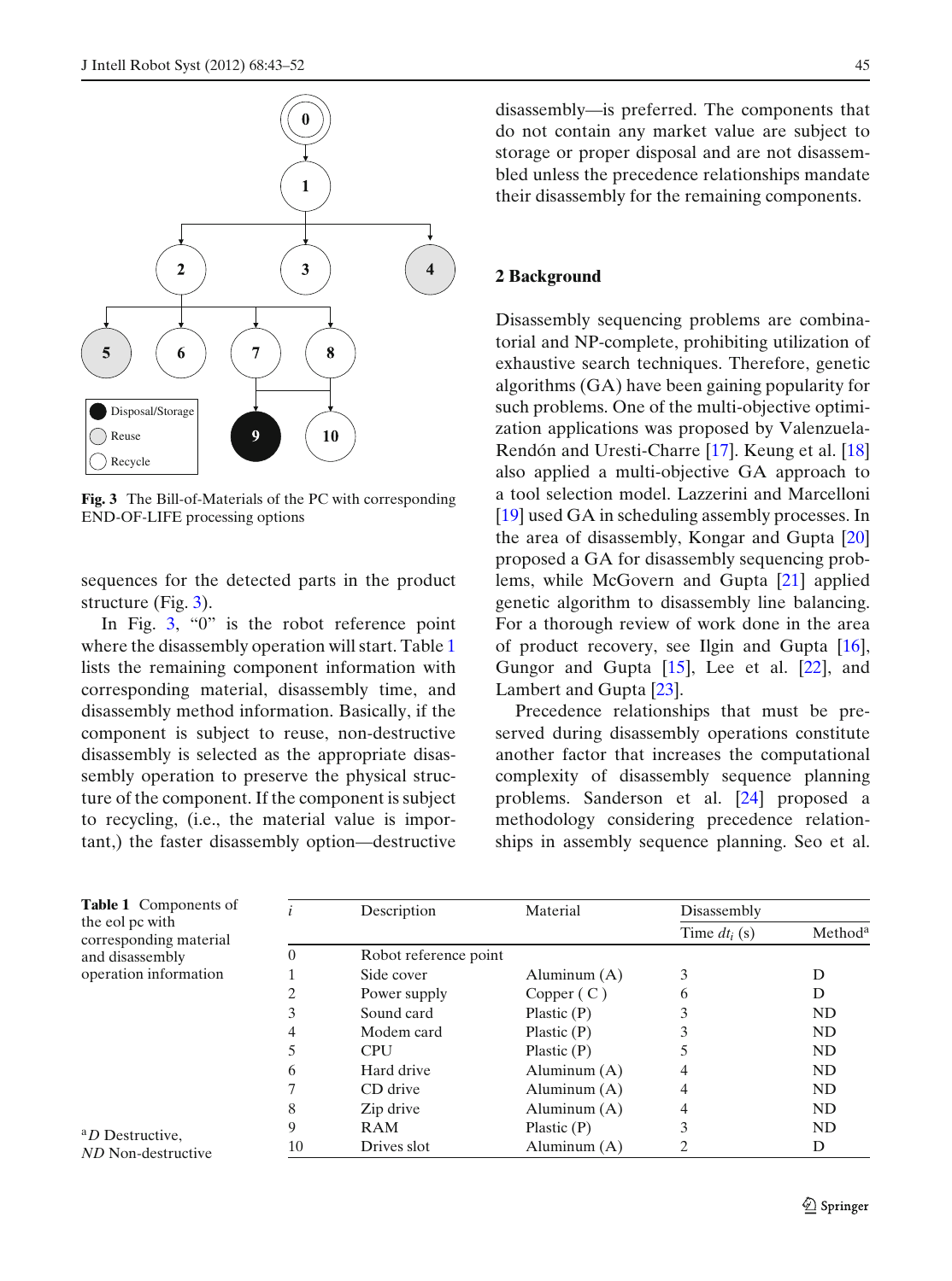Fig. 3 The Bill-of-Materials of the PC with corresponding END-OF-LIFE processing options

sequences for the detected parts in the product structure (Fig. 3).

In Fig. 3, “0” is the robot reference point where the disassembly operation will start. Table 1 lists the remaining component information with corresponding material, disassembly time, and disassembly method information. Basically, if the component is subject to reuse, non-destructive disassembly is selected as the appropriate disassembly operation to preserve the physical structure of the component. If the component is subject to recycling, (i.e., the material value is important,) the faster disassembly option—destructive disassembly—is preferred. The components that do not contain any market value are subject to storage or proper disposal and are not disassembled unless the precedence relationships mandate their disassembly for the remaining components.

## 2 Background

Disassembly sequencing problems are combinatorial and NP-complete, prohibiting utilization of exhaustive search techniques. Therefore, genetic algorithms (GA) have been gaining popularity for such problems. One of the multi-objective optimization applications was proposed by Valenzuela-Rendón and Uresti-Charre [17]. Keung et al. [18] also applied a multi-objective GA approach to a tool selection model. Lazzerini and Marcelloni [19] used GA in scheduling assembly processes. In the area of disassembly, Kongar and Gupta [20] proposed a GA for disassembly sequencing problems, while McGovern and Gupta [21] applied genetic algorithm to disassembly line balancing. For a thorough review of work done in the area of product recovery, see Ilgin and Gupta [16], Gungor and Gupta [15], Lee et al. [22], and Lambert and Gupta [23].

Precedence relationships that must be preserved during disassembly operations constitute another factor that increases the computational complexity of disassembly sequence planning problems. Sanderson et al. [24] proposed a methodology considering precedence relationships in assembly sequence planning. Seo et al.

**Table 1** Components of the eol pc with corresponding material and disassembly operation information

| $i$ | Description | Material | Disassembly | |
|---|---|---|---|---|
| | | | Time $dt_i$ (s) | Method[a] |
| 0 | Robot reference point | | | |
| 1 | Side cover | Aluminum (A) | 3 | D |
| 2 | Power supply | Copper ( C ) | 6 | D |
| 3 | Sound card | Plastic (P) | 3 | ND |
| 4 | Modem card | Plastic (P) | 3 | ND |
| 5 | CPU | Plastic (P) | 5 | ND |
| 6 | Hard drive | Aluminum (A) | 4 | ND |
| 7 | CD drive | Aluminum (A) | 4 | ND |
| 8 | Zip drive | Aluminum (A) | 4 | ND |
| 9 | RAM | Plastic (P) | 3 | ND |
| 10 | Drives slot | Aluminum (A) | 2 | D |

[a] *D* Destructive, *ND* Non-destructive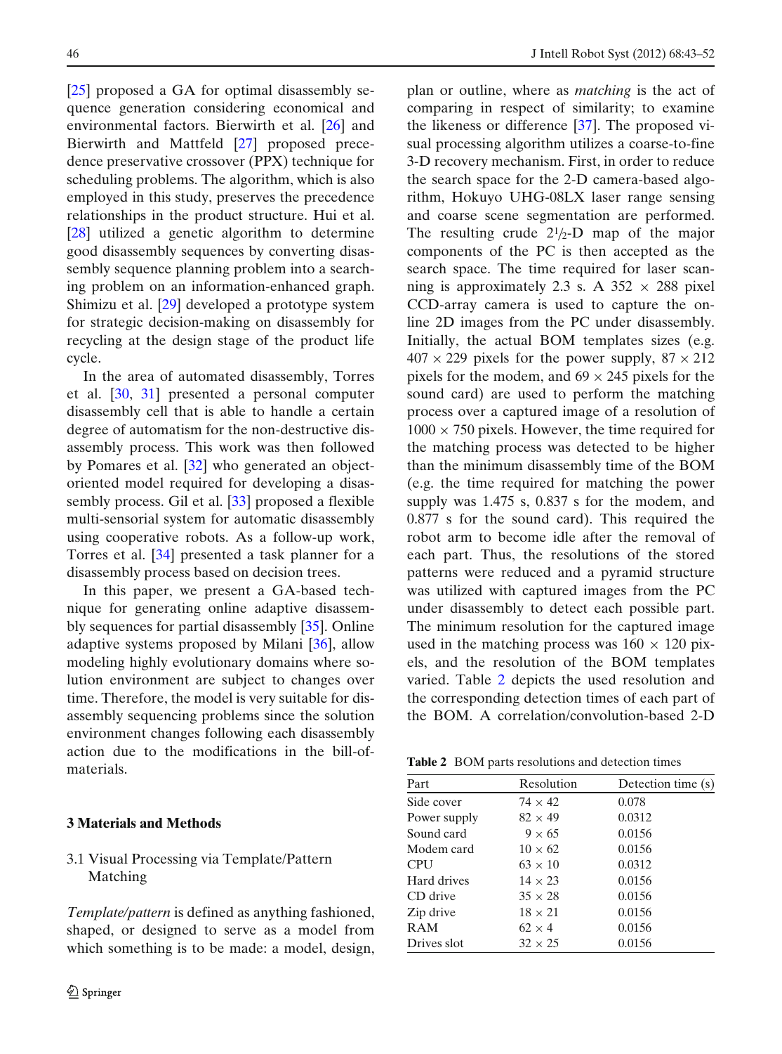[25] proposed a GA for optimal disassembly sequence generation considering economical and environmental factors. Bierwirth et al. [26] and Bierwirth and Mattfeld [27] proposed precedence preservative crossover (PPX) technique for scheduling problems. The algorithm, which is also employed in this study, preserves the precedence relationships in the product structure. Hui et al. [28] utilized a genetic algorithm to determine good disassembly sequences by converting disassembly sequence planning problem into a searching problem on an information-enhanced graph. Shimizu et al. [29] developed a prototype system for strategic decision-making on disassembly for recycling at the design stage of the product life cycle.

In the area of automated disassembly, Torres et al. [30, 31] presented a personal computer disassembly cell that is able to handle a certain degree of automatism for the non-destructive disassembly process. This work was then followed by Pomares et al. [32] who generated an object-oriented model required for developing a disassembly process. Gil et al. [33] proposed a flexible multi-sensorial system for automatic disassembly using cooperative robots. As a follow-up work, Torres et al. [34] presented a task planner for a disassembly process based on decision trees.

In this paper, we present a GA-based technique for generating online adaptive disassembly sequences for partial disassembly [35]. Online adaptive systems proposed by Milani [36], allow modeling highly evolutionary domains where solution environment are subject to changes over time. Therefore, the model is very suitable for disassembly sequencing problems since the solution environment changes following each disassembly action due to the modifications in the bill-of-materials.

## 3 Materials and Methods

### 3.1 Visual Processing via Template/Pattern Matching

*Template/pattern* is defined as anything fashioned, shaped, or designed to serve as a model from which something is to be made: a model, design, plan or outline, where as *matching* is the act of comparing in respect of similarity; to examine the likeness or difference [37]. The proposed visual processing algorithm utilizes a coarse-to-fine 3-D recovery mechanism. First, in order to reduce the search space for the 2-D camera-based algorithm, Hokuyo UHG-08LX laser range sensing and coarse scene segmentation are performed. The resulting crude $2^{1}/_{2}$-D map of the major components of the PC is then accepted as the search space. The time required for laser scanning is approximately 2.3 s. A 352 × 288 pixel CCD-array camera is used to capture the online 2D images from the PC under disassembly. Initially, the actual BOM templates sizes (e.g. 407 × 229 pixels for the power supply, 87 × 212 pixels for the modem, and 69 × 245 pixels for the sound card) are used to perform the matching process over a captured image of a resolution of 1000 × 750 pixels. However, the time required for the matching process was detected to be higher than the minimum disassembly time of the BOM (e.g. the time required for matching the power supply was 1.475 s, 0.837 s for the modem, and 0.877 s for the sound card). This required the robot arm to become idle after the removal of each part. Thus, the resolutions of the stored patterns were reduced and a pyramid structure was utilized with captured images from the PC under disassembly to detect each possible part. The minimum resolution for the captured image used in the matching process was 160 × 120 pixels, and the resolution of the BOM templates varied. Table 2 depicts the used resolution and the corresponding detection times of each part of the BOM. A correlation/convolution-based 2-D

**Table 2** BOM parts resolutions and detection times

| Part | Resolution | Detection time (s) |
|---|---|---|
| Side cover | 74 × 42 | 0.078 |
| Power supply | 82 × 49 | 0.0312 |
| Sound card | 9 × 65 | 0.0156 |
| Modem card | 10 × 62 | 0.0156 |
| CPU | 63 × 10 | 0.0312 |
| Hard drives | 14 × 23 | 0.0156 |
| CD drive | 35 × 28 | 0.0156 |
| Zip drive | 18 × 21 | 0.0156 |
| RAM | 62 × 4 | 0.0156 |
| Drives slot | 32 × 25 | 0.0156 |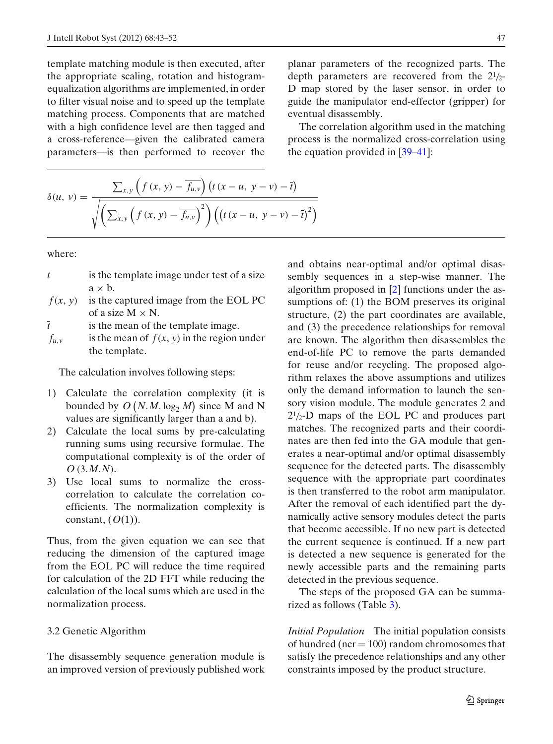template matching module is then executed, after the appropriate scaling, rotation and histogram-equalization algorithms are implemented, in order to filter visual noise and to speed up the template matching process. Components that are matched with a high confidence level are then tagged and a cross-reference—given the calibrated camera parameters—is then performed to recover the planar parameters of the recognized parts. The depth parameters are recovered from the 2½-D map stored by the laser sensor, in order to guide the manipulator end-effector (gripper) for eventual disassembly.

The correlation algorithm used in the matching process is the normalized cross-correlation using the equation provided in [39–41]:

$$\delta(u, v) = \frac{\sum_{x,y}\left(f(x, y) - \overline{f_{u,v}}\right)\left(t(x-u, y-v) - \bar{t}\right)}{\sqrt{\left(\sum_{x,y}\left(f(x, y) - \overline{f_{u,v}}\right)^2\right)\left(\left(t(x-u, y-v) - \bar{t}\right)^2\right)}}$$

where:

- $t$ is the template image under test of a size a × b.
- $f(x, y)$ is the captured image from the EOL PC of a size M × N.
- $\bar{t}$ is the mean of the template image.
- $f_{u,v}$ is the mean of $f(x, y)$ in the region under the template.

The calculation involves following steps:

1) Calculate the correlation complexity (it is bounded by $O(N.M.\log_2 M)$ since M and N values are significantly larger than a and b).
2) Calculate the local sums by pre-calculating running sums using recursive formulae. The computational complexity is of the order of $O(3.M.N)$.
3) Use local sums to normalize the cross-correlation to calculate the correlation coefficients. The normalization complexity is constant, $(O(1))$.

Thus, from the given equation we can see that reducing the dimension of the captured image from the EOL PC will reduce the time required for calculation of the 2D FFT while reducing the calculation of the local sums which are used in the normalization process.

### 3.2 Genetic Algorithm

The disassembly sequence generation module is an improved version of previously published work and obtains near-optimal and/or optimal disassembly sequences in a step-wise manner. The algorithm proposed in [2] functions under the assumptions of: (1) the BOM preserves its original structure, (2) the part coordinates are available, and (3) the precedence relationships for removal are known. The algorithm then disassembles the end-of-life PC to remove the parts demanded for reuse and/or recycling. The proposed algorithm relaxes the above assumptions and utilizes only the demand information to launch the sensory vision module. The module generates 2 and 2½-D maps of the EOL PC and produces part matches. The recognized parts and their coordinates are then fed into the GA module that generates a near-optimal and/or optimal disassembly sequence for the detected parts. The disassembly sequence with the appropriate part coordinates is then transferred to the robot arm manipulator. After the removal of each identified part the dynamically active sensory modules detect the parts that become accessible. If no new part is detected the current sequence is continued. If a new part is detected a new sequence is generated for the newly accessible parts and the remaining parts detected in the previous sequence.

The steps of the proposed GA can be summarized as follows (Table 3).

*Initial Population* The initial population consists of hundred (ncr = 100) random chromosomes that satisfy the precedence relationships and any other constraints imposed by the product structure.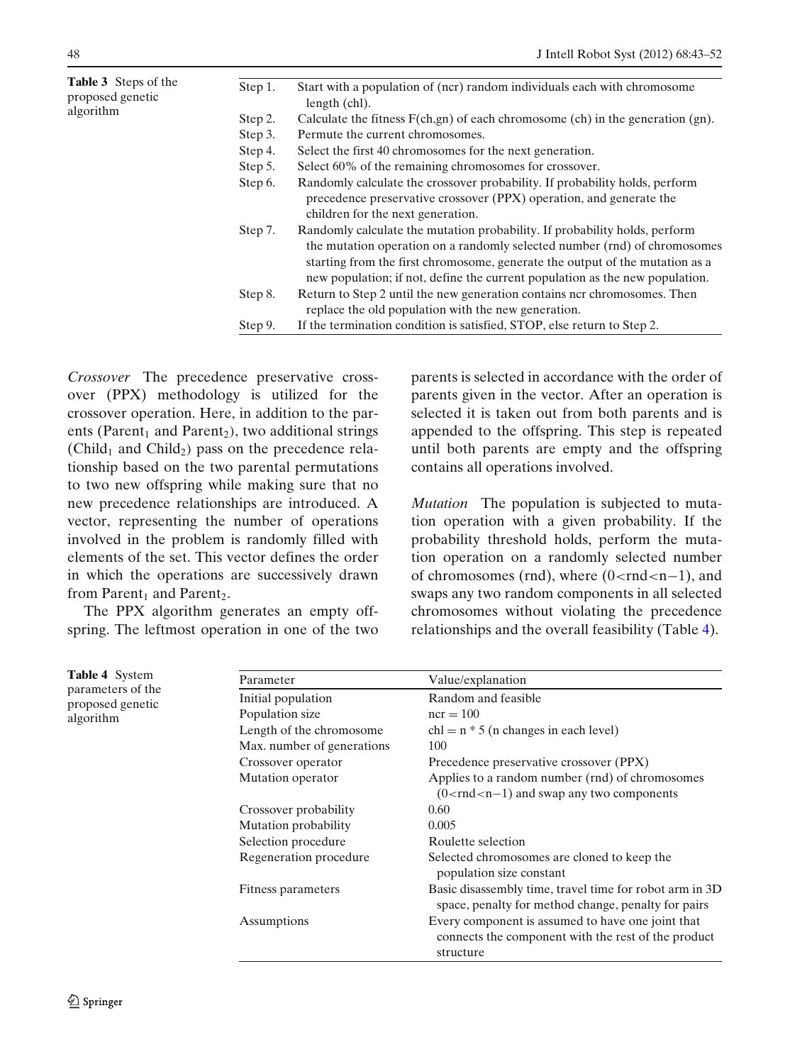**Table 3** Steps of the proposed genetic algorithm

| Step | Description |
|---|---|
| Step 1. | Start with a population of (ncr) random individuals each with chromosome length (chl). |
| Step 2. | Calculate the fitness F(ch,gn) of each chromosome (ch) in the generation (gn). |
| Step 3. | Permute the current chromosomes. |
| Step 4. | Select the first 40 chromosomes for the next generation. |
| Step 5. | Select 60% of the remaining chromosomes for crossover. |
| Step 6. | Randomly calculate the crossover probability. If probability holds, perform precedence preservative crossover (PPX) operation, and generate the children for the next generation. |
| Step 7. | Randomly calculate the mutation probability. If probability holds, perform the mutation operation on a randomly selected number (rnd) of chromosomes starting from the first chromosome, generate the output of the mutation as a new population; if not, define the current population as the new population. |
| Step 8. | Return to Step 2 until the new generation contains ncr chromosomes. Then replace the old population with the new generation. |
| Step 9. | If the termination condition is satisfied, STOP, else return to Step 2. |

*Crossover* The precedence preservative crossover (PPX) methodology is utilized for the crossover operation. Here, in addition to the parents ($\text{Parent}_1$ and $\text{Parent}_2$), two additional strings ($\text{Child}_1$ and $\text{Child}_2$) pass on the precedence relationship based on the two parental permutations to two new offspring while making sure that no new precedence relationships are introduced. A vector, representing the number of operations involved in the problem is randomly filled with elements of the set. This vector defines the order in which the operations are successively drawn from $\text{Parent}_1$ and $\text{Parent}_2$.

The PPX algorithm generates an empty offspring. The leftmost operation in one of the two parents is selected in accordance with the order of parents given in the vector. After an operation is selected it is taken out from both parents and is appended to the offspring. This step is repeated until both parents are empty and the offspring contains all operations involved.

*Mutation* The population is subjected to mutation operation with a given probability. If the probability threshold holds, perform the mutation operation on a randomly selected number of chromosomes (rnd), where ($0<\text{rnd}<n-1$), and swaps any two random components in all selected chromosomes without violating the precedence relationships and the overall feasibility (Table 4).

**Table 4** System parameters of the proposed genetic algorithm

| Parameter | Value/explanation |
|---|---|
| Initial population | Random and feasible |
| Population size | ncr = 100 |
| Length of the chromosome | chl = n * 5 (n changes in each level) |
| Max. number of generations | 100 |
| Crossover operator | Precedence preservative crossover (PPX) |
| Mutation operator | Applies to a random number (rnd) of chromosomes ($0<\text{rnd}<n-1$) and swap any two components |
| Crossover probability | 0.60 |
| Mutation probability | 0.005 |
| Selection procedure | Roulette selection |
| Regeneration procedure | Selected chromosomes are cloned to keep the population size constant |
| Fitness parameters | Basic disassembly time, travel time for robot arm in 3D space, penalty for method change, penalty for pairs |
| Assumptions | Every component is assumed to have one joint that connects the component with the rest of the product structure |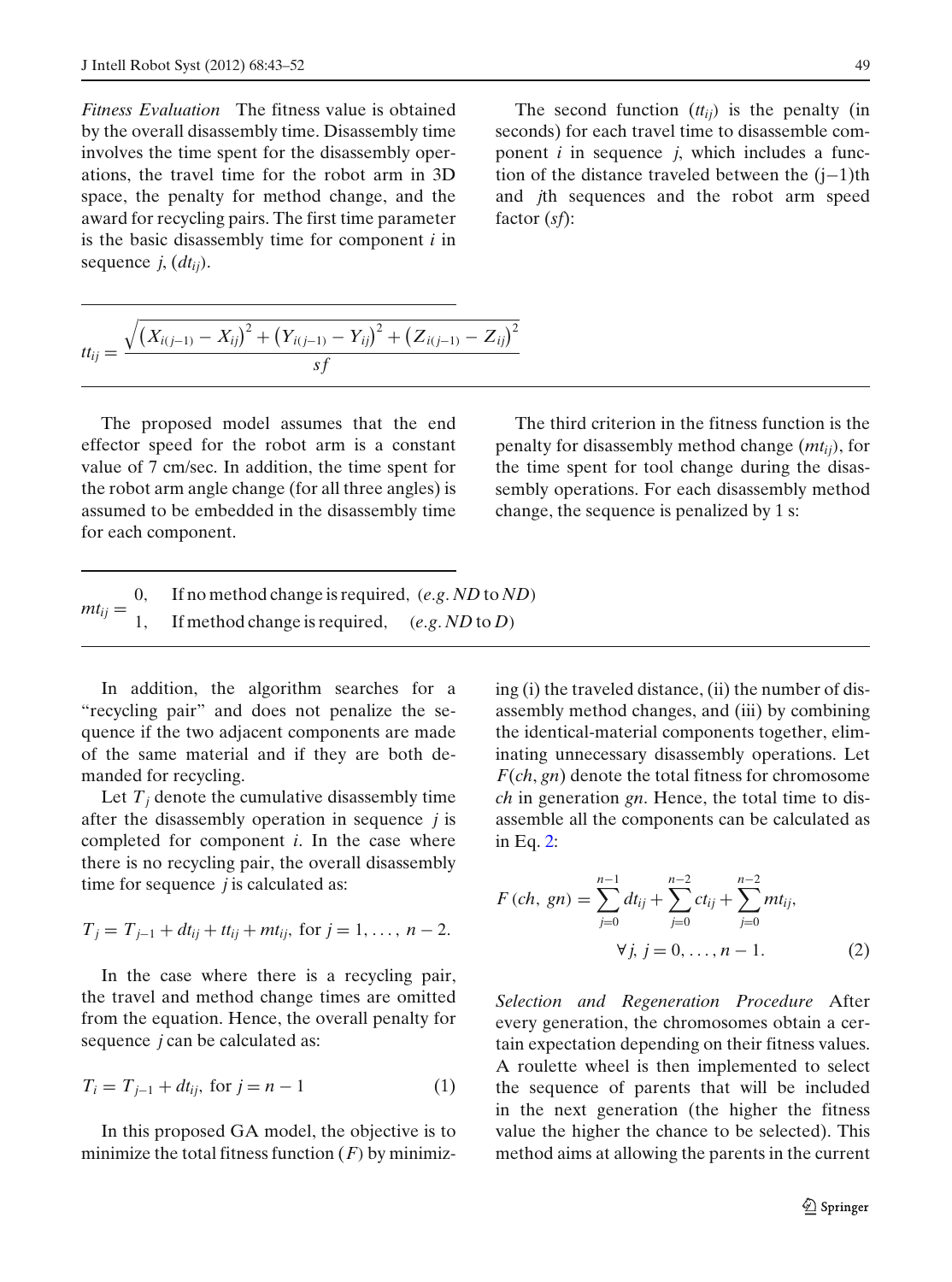*Fitness Evaluation* The fitness value is obtained by the overall disassembly time. Disassembly time involves the time spent for the disassembly operations, the travel time for the robot arm in 3D space, the penalty for method change, and the award for recycling pairs. The first time parameter is the basic disassembly time for component $i$ in sequence $j$, ($dt_{ij}$).

The second function ($tt_{ij}$) is the penalty (in seconds) for each travel time to disassemble component $i$ in sequence $j$, which includes a function of the distance traveled between the (j−1)th and $j$th sequences and the robot arm speed factor ($sf$):

$$tt_{ij} = \frac{\sqrt{\left(X_{i(j-1)} - X_{ij}\right)^2 + \left(Y_{i(j-1)} - Y_{ij}\right)^2 + \left(Z_{i(j-1)} - Z_{ij}\right)^2}}{sf}$$

The proposed model assumes that the end effector speed for the robot arm is a constant value of 7 cm/sec. In addition, the time spent for the robot arm angle change (for all three angles) is assumed to be embedded in the disassembly time for each component.

The third criterion in the fitness function is the penalty for disassembly method change ($mt_{ij}$), for the time spent for tool change during the disassembly operations. For each disassembly method change, the sequence is penalized by 1 s:

$$mt_{ij} = \begin{cases} 0, & \text{If no method change is required, } (e.g.\ ND \text{ to } ND) \\ 1, & \text{If method change is required, } (e.g.\ ND \text{ to } D) \end{cases}$$

In addition, the algorithm searches for a "recycling pair" and does not penalize the sequence if the two adjacent components are made of the same material and if they are both demanded for recycling.

Let $T_j$ denote the cumulative disassembly time after the disassembly operation in sequence $j$ is completed for component $i$. In the case where there is no recycling pair, the overall disassembly time for sequence $j$ is calculated as:

$$T_j = T_{j-1} + dt_{ij} + tt_{ij} + mt_{ij}, \text{ for } j = 1, \ldots, n-2.$$

In the case where there is a recycling pair, the travel and method change times are omitted from the equation. Hence, the overall penalty for sequence $j$ can be calculated as:

$$T_i = T_{j-1} + dt_{ij}, \text{ for } j = n-1 \tag{1}$$

In this proposed GA model, the objective is to minimize the total fitness function ($F$) by minimizing (i) the traveled distance, (ii) the number of disassembly method changes, and (iii) by combining the identical-material components together, eliminating unnecessary disassembly operations. Let $F(ch, gn)$ denote the total fitness for chromosome $ch$ in generation $gn$. Hence, the total time to disassemble all the components can be calculated as in Eq. 2:

$$F(ch,\ gn) = \sum_{j=0}^{n-1} dt_{ij} + \sum_{j=0}^{n-2} ct_{ij} + \sum_{j=0}^{n-2} mt_{ij}, \quad \forall j,\ j = 0, \ldots, n-1. \tag{2}$$

*Selection and Regeneration Procedure* After every generation, the chromosomes obtain a certain expectation depending on their fitness values. A roulette wheel is then implemented to select the sequence of parents that will be included in the next generation (the higher the fitness value the higher the chance to be selected). This method aims at allowing the parents in the current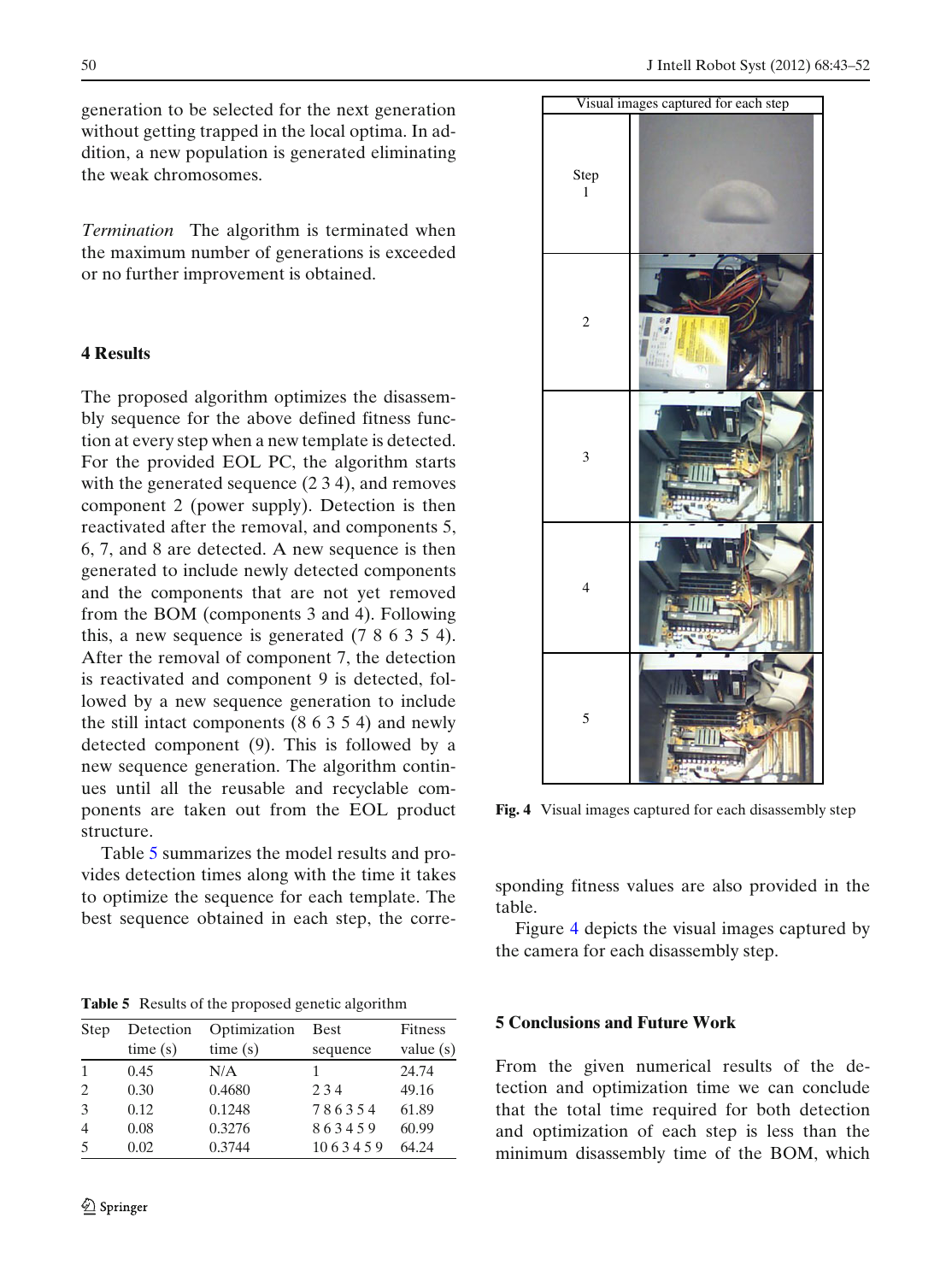generation to be selected for the next generation without getting trapped in the local optima. In addition, a new population is generated eliminating the weak chromosomes.

*Termination* The algorithm is terminated when the maximum number of generations is exceeded or no further improvement is obtained.

## 4 Results

The proposed algorithm optimizes the disassembly sequence for the above defined fitness function at every step when a new template is detected. For the provided EOL PC, the algorithm starts with the generated sequence (2 3 4), and removes component 2 (power supply). Detection is then reactivated after the removal, and components 5, 6, 7, and 8 are detected. A new sequence is then generated to include newly detected components and the components that are not yet removed from the BOM (components 3 and 4). Following this, a new sequence is generated (7 8 6 3 5 4). After the removal of component 7, the detection is reactivated and component 9 is detected, followed by a new sequence generation to include the still intact components (8 6 3 5 4) and newly detected component (9). This is followed by a new sequence generation. The algorithm continues until all the reusable and recyclable components are taken out from the EOL product structure.

Table 5 summarizes the model results and provides detection times along with the time it takes to optimize the sequence for each template. The best sequence obtained in each step, the corresponding fitness values are also provided in the table.

Figure 4 depicts the visual images captured by the camera for each disassembly step.

**Table 5** Results of the proposed genetic algorithm

| Step | Detection time (s) | Optimization time (s) | Best sequence | Fitness value (s) |
|---|---|---|---|---|
| 1 | 0.45 | N/A | 1 | 24.74 |
| 2 | 0.30 | 0.4680 | 2 3 4 | 49.16 |
| 3 | 0.12 | 0.1248 | 7 8 6 3 5 4 | 61.89 |
| 4 | 0.08 | 0.3276 | 8 6 3 4 5 9 | 60.99 |
| 5 | 0.02 | 0.3744 | 10 6 3 4 5 9 | 64.24 |

**Fig. 4** Visual images captured for each disassembly step

## 5 Conclusions and Future Work

From the given numerical results of the detection and optimization time we can conclude that the total time required for both detection and optimization of each step is less than the minimum disassembly time of the BOM, which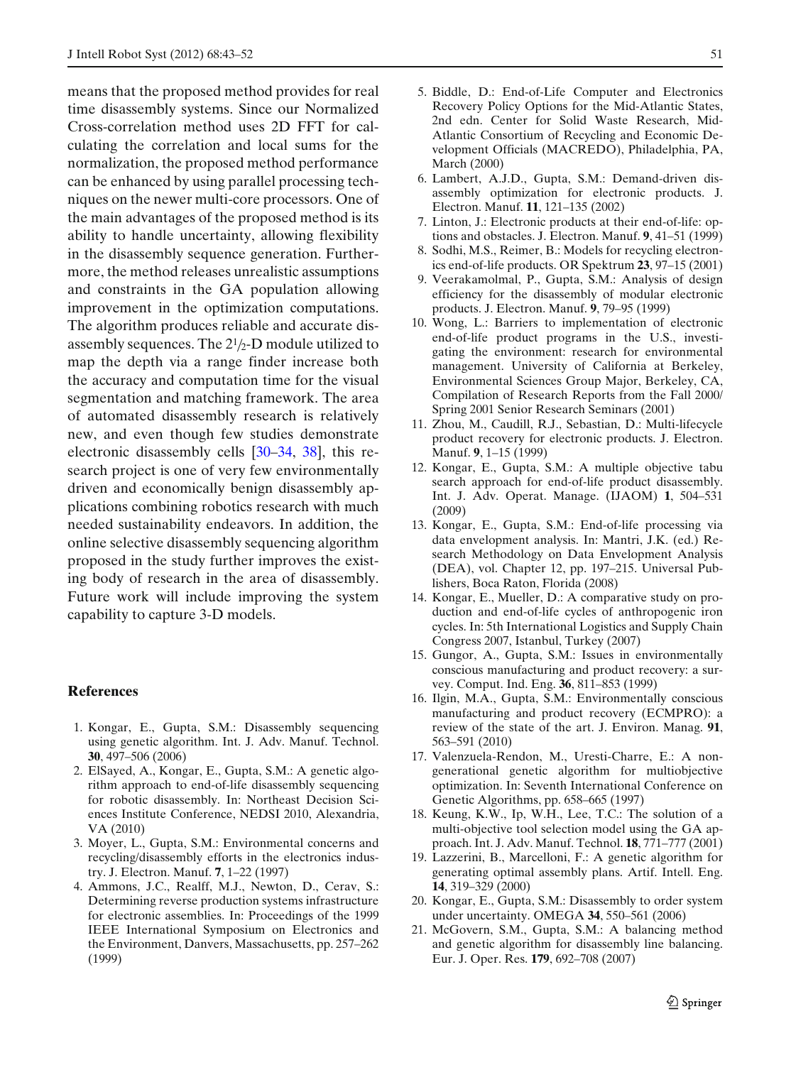means that the proposed method provides for real time disassembly systems. Since our Normalized Cross-correlation method uses 2D FFT for calculating the correlation and local sums for the normalization, the proposed method performance can be enhanced by using parallel processing techniques on the newer multi-core processors. One of the main advantages of the proposed method is its ability to handle uncertainty, allowing flexibility in the disassembly sequence generation. Furthermore, the method releases unrealistic assumptions and constraints in the GA population allowing improvement in the optimization computations. The algorithm produces reliable and accurate disassembly sequences. The $2^1/_2$-D module utilized to map the depth via a range finder increase both the accuracy and computation time for the visual segmentation and matching framework. The area of automated disassembly research is relatively new, and even though few studies demonstrate electronic disassembly cells [30–34, 38], this research project is one of very few environmentally driven and economically benign disassembly applications combining robotics research with much needed sustainability endeavors. In addition, the online selective disassembly sequencing algorithm proposed in the study further improves the existing body of research in the area of disassembly. Future work will include improving the system capability to capture 3-D models.

## References

1. Kongar, E., Gupta, S.M.: Disassembly sequencing using genetic algorithm. Int. J. Adv. Manuf. Technol. **30**, 497–506 (2006)
2. ElSayed, A., Kongar, E., Gupta, S.M.: A genetic algorithm approach to end-of-life disassembly sequencing for robotic disassembly. In: Northeast Decision Sciences Institute Conference, NEDSI 2010, Alexandria, VA (2010)
3. Moyer, L., Gupta, S.M.: Environmental concerns and recycling/disassembly efforts in the electronics industry. J. Electron. Manuf. **7**, 1–22 (1997)
4. Ammons, J.C., Realff, M.J., Newton, D., Cerav, S.: Determining reverse production systems infrastructure for electronic assemblies. In: Proceedings of the 1999 IEEE International Symposium on Electronics and the Environment, Danvers, Massachusetts, pp. 257–262 (1999)
5. Biddle, D.: End-of-Life Computer and Electronics Recovery Policy Options for the Mid-Atlantic States, 2nd edn. Center for Solid Waste Research, Mid-Atlantic Consortium of Recycling and Economic Development Officials (MACREDO), Philadelphia, PA, March (2000)
6. Lambert, A.J.D., Gupta, S.M.: Demand-driven disassembly optimization for electronic products. J. Electron. Manuf. **11**, 121–135 (2002)
7. Linton, J.: Electronic products at their end-of-life: options and obstacles. J. Electron. Manuf. **9**, 41–51 (1999)
8. Sodhi, M.S., Reimer, B.: Models for recycling electronics end-of-life products. OR Spektrum **23**, 97–15 (2001)
9. Veerakamolmal, P., Gupta, S.M.: Analysis of design efficiency for the disassembly of modular electronic products. J. Electron. Manuf. **9**, 79–95 (1999)
10. Wong, L.: Barriers to implementation of electronic end-of-life product programs in the U.S., investigating the environment: research for environmental management. University of California at Berkeley, Environmental Sciences Group Major, Berkeley, CA, Compilation of Research Reports from the Fall 2000/ Spring 2001 Senior Research Seminars (2001)
11. Zhou, M., Caudill, R.J., Sebastian, D.: Multi-lifecycle product recovery for electronic products. J. Electron. Manuf. **9**, 1–15 (1999)
12. Kongar, E., Gupta, S.M.: A multiple objective tabu search approach for end-of-life product disassembly. Int. J. Adv. Operat. Manage. (IJAOM) **1**, 504–531 (2009)
13. Kongar, E., Gupta, S.M.: End-of-life processing via data envelopment analysis. In: Mantri, J.K. (ed.) Research Methodology on Data Envelopment Analysis (DEA), vol. Chapter 12, pp. 197–215. Universal Publishers, Boca Raton, Florida (2008)
14. Kongar, E., Mueller, D.: A comparative study on production and end-of-life cycles of anthropogenic iron cycles. In: 5th International Logistics and Supply Chain Congress 2007, Istanbul, Turkey (2007)
15. Gungor, A., Gupta, S.M.: Issues in environmentally conscious manufacturing and product recovery: a survey. Comput. Ind. Eng. **36**, 811–853 (1999)
16. Ilgin, M.A., Gupta, S.M.: Environmentally conscious manufacturing and product recovery (ECMPRO): a review of the state of the art. J. Environ. Manag. **91**, 563–591 (2010)
17. Valenzuela-Rendon, M., Uresti-Charre, E.: A non-generational genetic algorithm for multiobjective optimization. In: Seventh International Conference on Genetic Algorithms, pp. 658–665 (1997)
18. Keung, K.W., Ip, W.H., Lee, T.C.: The solution of a multi-objective tool selection model using the GA approach. Int. J. Adv. Manuf. Technol. **18**, 771–777 (2001)
19. Lazzerini, B., Marcelloni, F.: A genetic algorithm for generating optimal assembly plans. Artif. Intell. Eng. **14**, 319–329 (2000)
20. Kongar, E., Gupta, S.M.: Disassembly to order system under uncertainty. OMEGA **34**, 550–561 (2006)
21. McGovern, S.M., Gupta, S.M.: A balancing method and genetic algorithm for disassembly line balancing. Eur. J. Oper. Res. **179**, 692–708 (2007)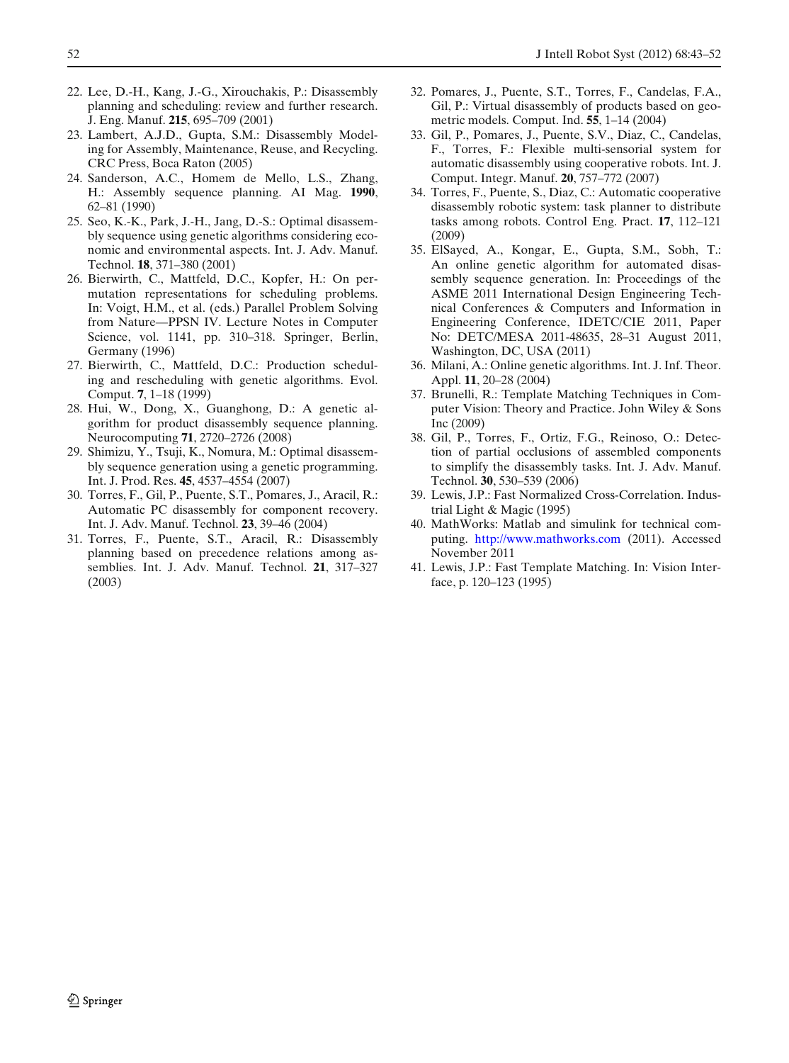22. Lee, D.-H., Kang, J.-G., Xirouchakis, P.: Disassembly planning and scheduling: review and further research. J. Eng. Manuf. **215**, 695–709 (2001)
23. Lambert, A.J.D., Gupta, S.M.: Disassembly Modeling for Assembly, Maintenance, Reuse, and Recycling. CRC Press, Boca Raton (2005)
24. Sanderson, A.C., Homem de Mello, L.S., Zhang, H.: Assembly sequence planning. AI Mag. **1990**, 62–81 (1990)
25. Seo, K.-K., Park, J.-H., Jang, D.-S.: Optimal disassembly sequence using genetic algorithms considering economic and environmental aspects. Int. J. Adv. Manuf. Technol. **18**, 371–380 (2001)
26. Bierwirth, C., Mattfeld, D.C., Kopfer, H.: On permutation representations for scheduling problems. In: Voigt, H.M., et al. (eds.) Parallel Problem Solving from Nature—PPSN IV. Lecture Notes in Computer Science, vol. 1141, pp. 310–318. Springer, Berlin, Germany (1996)
27. Bierwirth, C., Mattfeld, D.C.: Production scheduling and rescheduling with genetic algorithms. Evol. Comput. **7**, 1–18 (1999)
28. Hui, W., Dong, X., Guanghong, D.: A genetic algorithm for product disassembly sequence planning. Neurocomputing **71**, 2720–2726 (2008)
29. Shimizu, Y., Tsuji, K., Nomura, M.: Optimal disassembly sequence generation using a genetic programming. Int. J. Prod. Res. **45**, 4537–4554 (2007)
30. Torres, F., Gil, P., Puente, S.T., Pomares, J., Aracil, R.: Automatic PC disassembly for component recovery. Int. J. Adv. Manuf. Technol. **23**, 39–46 (2004)
31. Torres, F., Puente, S.T., Aracil, R.: Disassembly planning based on precedence relations among assemblies. Int. J. Adv. Manuf. Technol. **21**, 317–327 (2003)
32. Pomares, J., Puente, S.T., Torres, F., Candelas, F.A., Gil, P.: Virtual disassembly of products based on geometric models. Comput. Ind. **55**, 1–14 (2004)
33. Gil, P., Pomares, J., Puente, S.V., Diaz, C., Candelas, F., Torres, F.: Flexible multi-sensorial system for automatic disassembly using cooperative robots. Int. J. Comput. Integr. Manuf. **20**, 757–772 (2007)
34. Torres, F., Puente, S., Diaz, C.: Automatic cooperative disassembly robotic system: task planner to distribute tasks among robots. Control Eng. Pract. **17**, 112–121 (2009)
35. ElSayed, A., Kongar, E., Gupta, S.M., Sobh, T.: An online genetic algorithm for automated disassembly sequence generation. In: Proceedings of the ASME 2011 International Design Engineering Technical Conferences & Computers and Information in Engineering Conference, IDETC/CIE 2011, Paper No: DETC/MESA 2011-48635, 28–31 August 2011, Washington, DC, USA (2011)
36. Milani, A.: Online genetic algorithms. Int. J. Inf. Theor. Appl. **11**, 20–28 (2004)
37. Brunelli, R.: Template Matching Techniques in Computer Vision: Theory and Practice. John Wiley & Sons Inc (2009)
38. Gil, P., Torres, F., Ortiz, F.G., Reinoso, O.: Detection of partial occlusions of assembled components to simplify the disassembly tasks. Int. J. Adv. Manuf. Technol. **30**, 530–539 (2006)
39. Lewis, J.P.: Fast Normalized Cross-Correlation. Industrial Light & Magic (1995)
40. MathWorks: Matlab and simulink for technical computing. http://www.mathworks.com (2011). Accessed November 2011
41. Lewis, J.P.: Fast Template Matching. In: Vision Interface, p. 120–123 (1995)